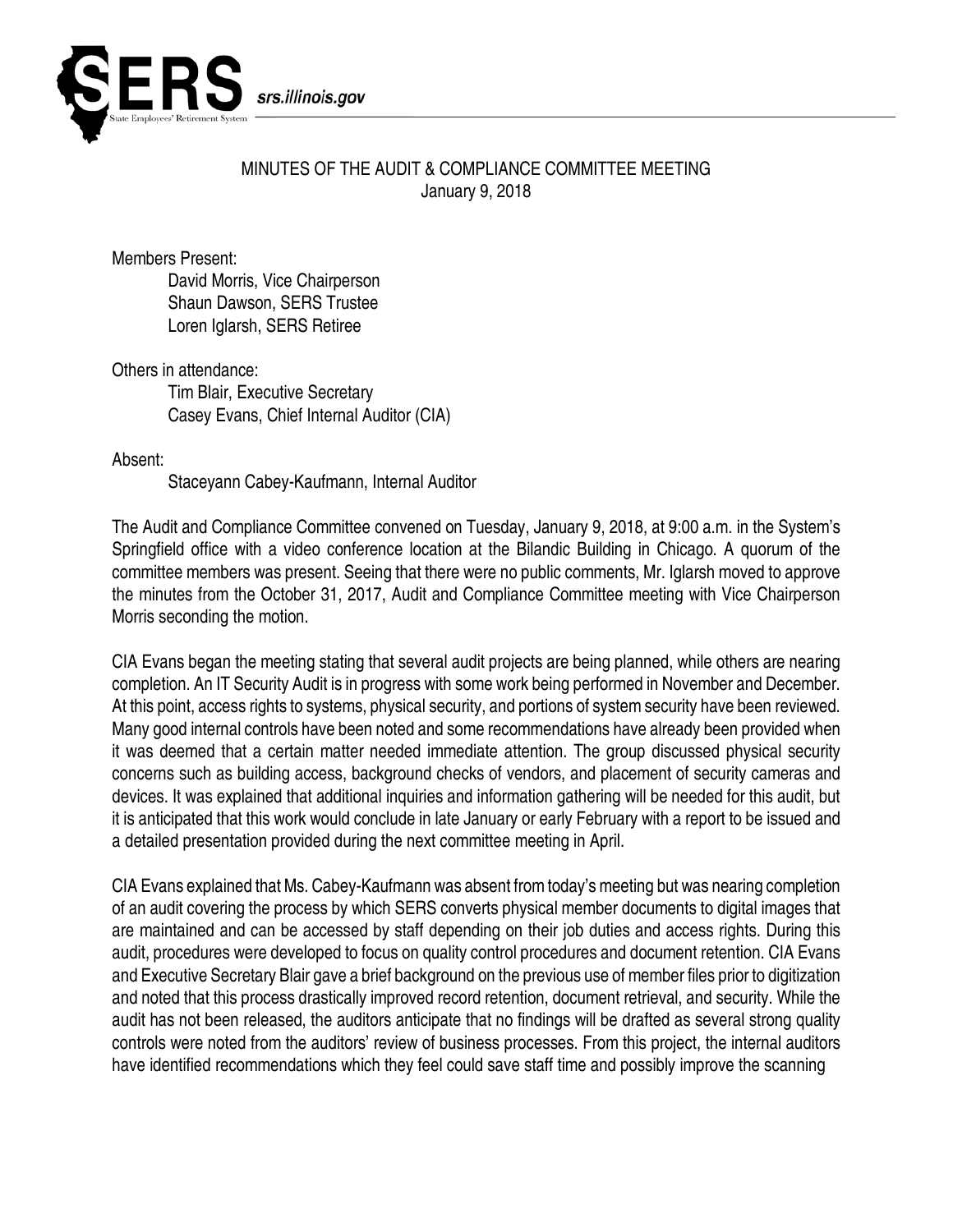# MINUTES OF THE AUDIT & COMPLIANCE COMMITTEE MEETING

January 9, 2018

Members Present:

- David Morris, Vice Chairperson
- Shaun Dawson, SERS Trustee
- Loren Iglarsh, SERS Retiree

Others in attendance:

- Tim Blair, Executive Secretary
- Casey Evans, Chief Internal Auditor (CIA)

Absent:

- Staceyann Cabey-Kaufmann, Internal Auditor

The Audit and Compliance Committee convened on Tuesday, January 9, 2018, at 9:00 a.m. in the System's Springfield office with a video conference location at the Bilandic Building in Chicago. A quorum of the committee members was present. Seeing that there were no public comments, Mr. Iglarsh moved to approve the minutes from the October 31, 2017, Audit and Compliance Committee meeting with Vice Chairperson Morris seconding the motion.

CIA Evans began the meeting stating that several audit projects are being planned, while others are nearing completion. An IT Security Audit is in progress with some work being performed in November and December. At this point, access rights to systems, physical security, and portions of system security have been reviewed. Many good internal controls have been noted and some recommendations have already been provided when it was deemed that a certain matter needed immediate attention. The group discussed physical security concerns such as building access, background checks of vendors, and placement of security cameras and devices. It was explained that additional inquiries and information gathering will be needed for this audit, but it is anticipated that this work would conclude in late January or early February with a report to be issued and a detailed presentation provided during the next committee meeting in April.

CIA Evans explained that Ms. Cabey-Kaufmann was absent from today's meeting but was nearing completion of an audit covering the process by which SERS converts physical member documents to digital images that are maintained and can be accessed by staff depending on their job duties and access rights. During this audit, procedures were developed to focus on quality control procedures and document retention. CIA Evans and Executive Secretary Blair gave a brief background on the previous use of member files prior to digitization and noted that this process drastically improved record retention, document retrieval, and security. While the audit has not been released, the auditors anticipate that no findings will be drafted as several strong quality controls were noted from the auditors' review of business processes. From this project, the internal auditors have identified recommendations which they feel could save staff time and possibly improve the scanning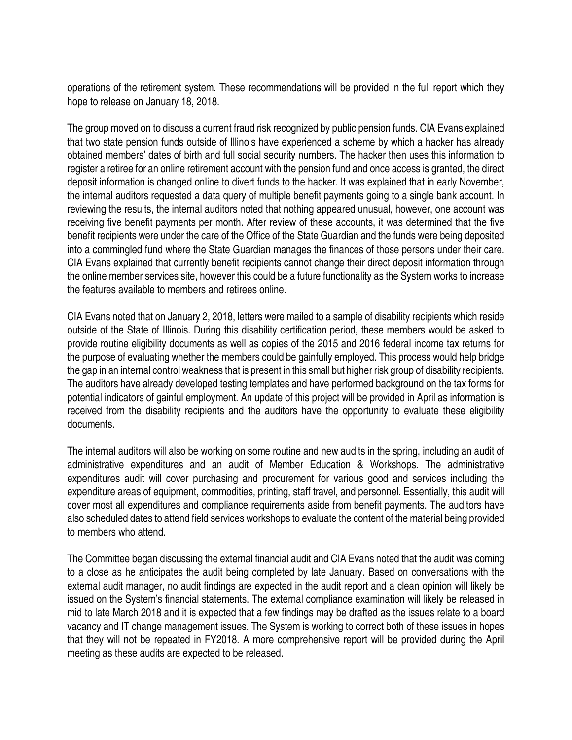operations of the retirement system. These recommendations will be provided in the full report which they hope to release on January 18, 2018.

The group moved on to discuss a current fraud risk recognized by public pension funds. CIA Evans explained that two state pension funds outside of Illinois have experienced a scheme by which a hacker has already obtained members' dates of birth and full social security numbers. The hacker then uses this information to register a retiree for an online retirement account with the pension fund and once access is granted, the direct deposit information is changed online to divert funds to the hacker. It was explained that in early November, the internal auditors requested a data query of multiple benefit payments going to a single bank account. In reviewing the results, the internal auditors noted that nothing appeared unusual, however, one account was receiving five benefit payments per month. After review of these accounts, it was determined that the five benefit recipients were under the care of the Office of the State Guardian and the funds were being deposited into a commingled fund where the State Guardian manages the finances of those persons under their care. CIA Evans explained that currently benefit recipients cannot change their direct deposit information through the online member services site, however this could be a future functionality as the System works to increase the features available to members and retirees online.

CIA Evans noted that on January 2, 2018, letters were mailed to a sample of disability recipients which reside outside of the State of Illinois. During this disability certification period, these members would be asked to provide routine eligibility documents as well as copies of the 2015 and 2016 federal income tax returns for the purpose of evaluating whether the members could be gainfully employed. This process would help bridge the gap in an internal control weakness that is present in this small but higher risk group of disability recipients. The auditors have already developed testing templates and have performed background on the tax forms for potential indicators of gainful employment. An update of this project will be provided in April as information is received from the disability recipients and the auditors have the opportunity to evaluate these eligibility documents.

The internal auditors will also be working on some routine and new audits in the spring, including an audit of administrative expenditures and an audit of Member Education & Workshops. The administrative expenditures audit will cover purchasing and procurement for various good and services including the expenditure areas of equipment, commodities, printing, staff travel, and personnel. Essentially, this audit will cover most all expenditures and compliance requirements aside from benefit payments. The auditors have also scheduled dates to attend field services workshops to evaluate the content of the material being provided to members who attend.

The Committee began discussing the external financial audit and CIA Evans noted that the audit was coming to a close as he anticipates the audit being completed by late January. Based on conversations with the external audit manager, no audit findings are expected in the audit report and a clean opinion will likely be issued on the System's financial statements. The external compliance examination will likely be released in mid to late March 2018 and it is expected that a few findings may be drafted as the issues relate to a board vacancy and IT change management issues. The System is working to correct both of these issues in hopes that they will not be repeated in FY2018. A more comprehensive report will be provided during the April meeting as these audits are expected to be released.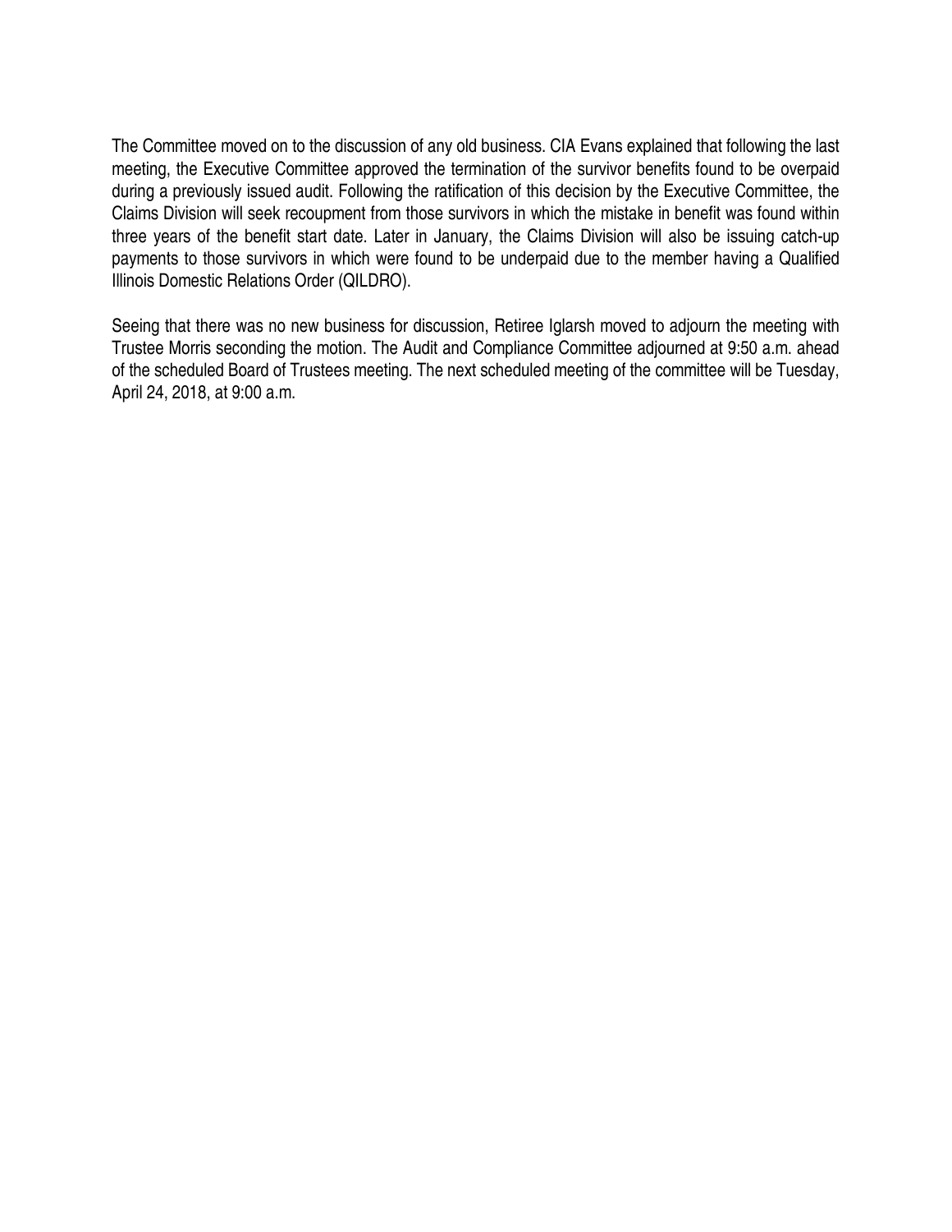The Committee moved on to the discussion of any old business. CIA Evans explained that following the last meeting, the Executive Committee approved the termination of the survivor benefits found to be overpaid during a previously issued audit. Following the ratification of this decision by the Executive Committee, the Claims Division will seek recoupment from those survivors in which the mistake in benefit was found within three years of the benefit start date. Later in January, the Claims Division will also be issuing catch-up payments to those survivors in which were found to be underpaid due to the member having a Qualified Illinois Domestic Relations Order (QILDRO).

Seeing that there was no new business for discussion, Retiree Iglarsh moved to adjourn the meeting with Trustee Morris seconding the motion. The Audit and Compliance Committee adjourned at 9:50 a.m. ahead of the scheduled Board of Trustees meeting. The next scheduled meeting of the committee will be Tuesday, April 24, 2018, at 9:00 a.m.